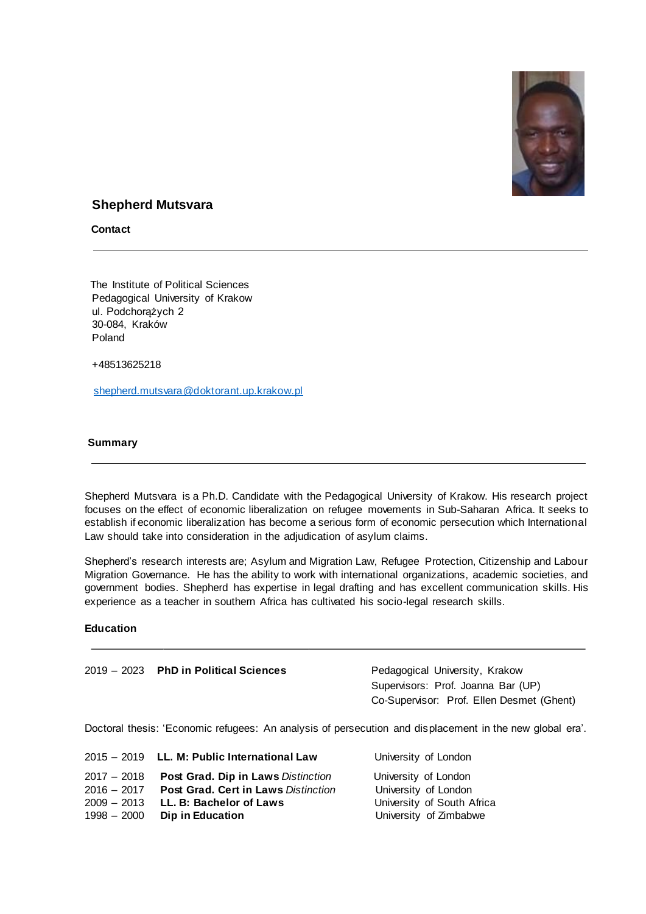# Shepherd Mutsvara

## Contact

The Institute of Political Sciences
Pedagogical University of Krakow
ul. Podchorążych 2
30-084, Kraków
Poland

+48513625218

shepherd.mutsvara@doktorant.up.krakow.pl

## Summary

Shepherd Mutsvara is a Ph.D. Candidate with the Pedagogical University of Krakow. His research project focuses on the effect of economic liberalization on refugee movements in Sub-Saharan Africa. It seeks to establish if economic liberalization has become a serious form of economic persecution which International Law should take into consideration in the adjudication of asylum claims.

Shepherd's research interests are; Asylum and Migration Law, Refugee Protection, Citizenship and Labour Migration Governance. He has the ability to work with international organizations, academic societies, and government bodies. Shepherd has expertise in legal drafting and has excellent communication skills. His experience as a teacher in southern Africa has cultivated his socio-legal research skills.

## Education

2019 – 2023 **PhD in Political Sciences** — Pedagogical University, Krakow
Supervisors: Prof. Joanna Bar (UP)
Co-Supervisor: Prof. Ellen Desmet (Ghent)

Doctoral thesis: 'Economic refugees: An analysis of persecution and displacement in the new global era'.

| | | |
|---|---|---|
| 2015 – 2019 | **LL. M: Public International Law** | University of London |
| 2017 – 2018 | **Post Grad. Dip in Laws** *Distinction* | University of London |
| 2016 – 2017 | **Post Grad. Cert in Laws** *Distinction* | University of London |
| 2009 – 2013 | **LL. B: Bachelor of Laws** | University of South Africa |
| 1998 – 2000 | **Dip in Education** | University of Zimbabwe |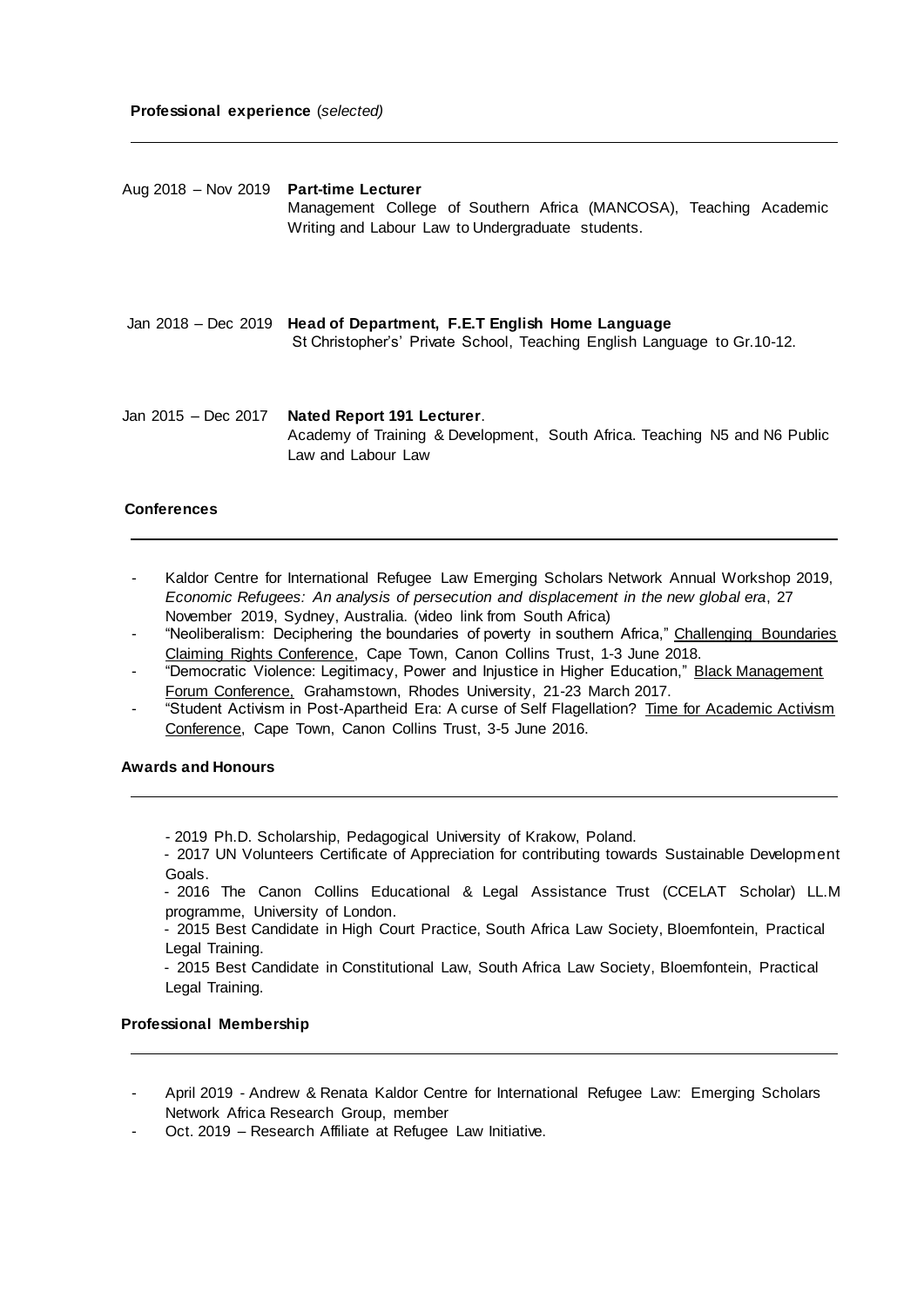**Professional experience** (*selected*)

Aug 2018 – Nov 2019 **Part-time Lecturer**
Management College of Southern Africa (MANCOSA), Teaching Academic Writing and Labour Law to Undergraduate students.

Jan 2018 – Dec 2019 **Head of Department, F.E.T English Home Language**
St Christopher's' Private School, Teaching English Language to Gr.10-12.

Jan 2015 – Dec 2017 **Nated Report 191 Lecturer**.
Academy of Training & Development, South Africa. Teaching N5 and N6 Public Law and Labour Law

**Conferences**

- Kaldor Centre for International Refugee Law Emerging Scholars Network Annual Workshop 2019, *Economic Refugees: An analysis of persecution and displacement in the new global era*, 27 November 2019, Sydney, Australia. (video link from South Africa)
- "Neoliberalism: Deciphering the boundaries of poverty in southern Africa," Challenging Boundaries Claiming Rights Conference, Cape Town, Canon Collins Trust, 1-3 June 2018.
- "Democratic Violence: Legitimacy, Power and Injustice in Higher Education," Black Management Forum Conference, Grahamstown, Rhodes University, 21-23 March 2017.
- "Student Activism in Post-Apartheid Era: A curse of Self Flagellation? Time for Academic Activism Conference, Cape Town, Canon Collins Trust, 3-5 June 2016.

**Awards and Honours**

- 2019 Ph.D. Scholarship, Pedagogical University of Krakow, Poland.
- 2017 UN Volunteers Certificate of Appreciation for contributing towards Sustainable Development Goals.
- 2016 The Canon Collins Educational & Legal Assistance Trust (CCELAT Scholar) LL.M programme, University of London.
- 2015 Best Candidate in High Court Practice, South Africa Law Society, Bloemfontein, Practical Legal Training.
- 2015 Best Candidate in Constitutional Law, South Africa Law Society, Bloemfontein, Practical Legal Training.

**Professional Membership**

- April 2019 - Andrew & Renata Kaldor Centre for International Refugee Law: Emerging Scholars Network Africa Research Group, member
- Oct. 2019 – Research Affiliate at Refugee Law Initiative.